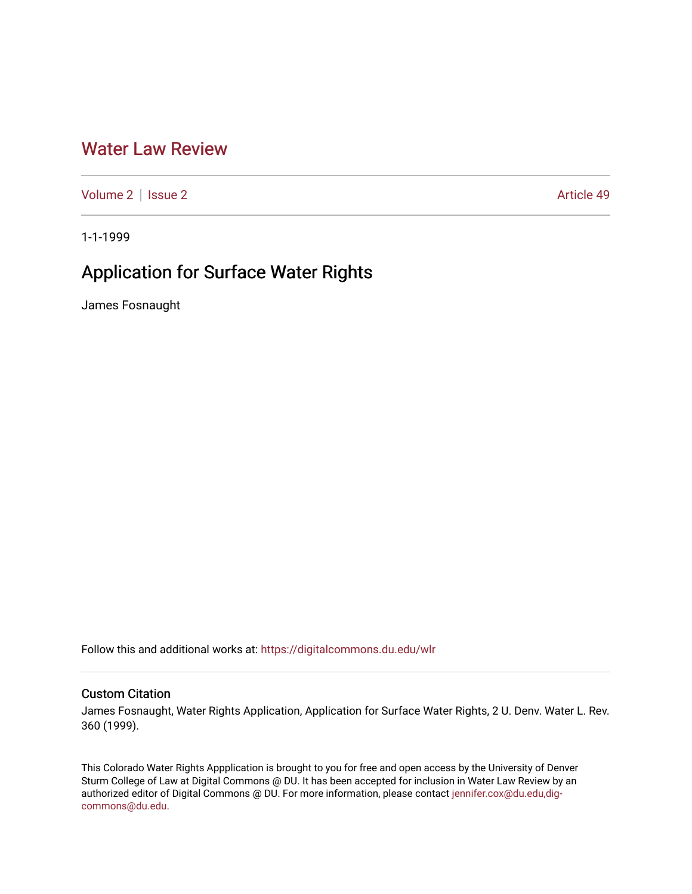# Water Law Review

Volume 2 | Issue 2 Article 49

1-1-1999

## Application for Surface Water Rights

James Fosnaught

Follow this and additional works at: https://digitalcommons.du.edu/wlr

### Custom Citation

James Fosnaught, Water Rights Application, Application for Surface Water Rights, 2 U. Denv. Water L. Rev. 360 (1999).

This Colorado Water Rights Appplication is brought to you for free and open access by the University of Denver Sturm College of Law at Digital Commons @ DU. It has been accepted for inclusion in Water Law Review by an authorized editor of Digital Commons @ DU. For more information, please contact jennifer.cox@du.edu,dig-commons@du.edu.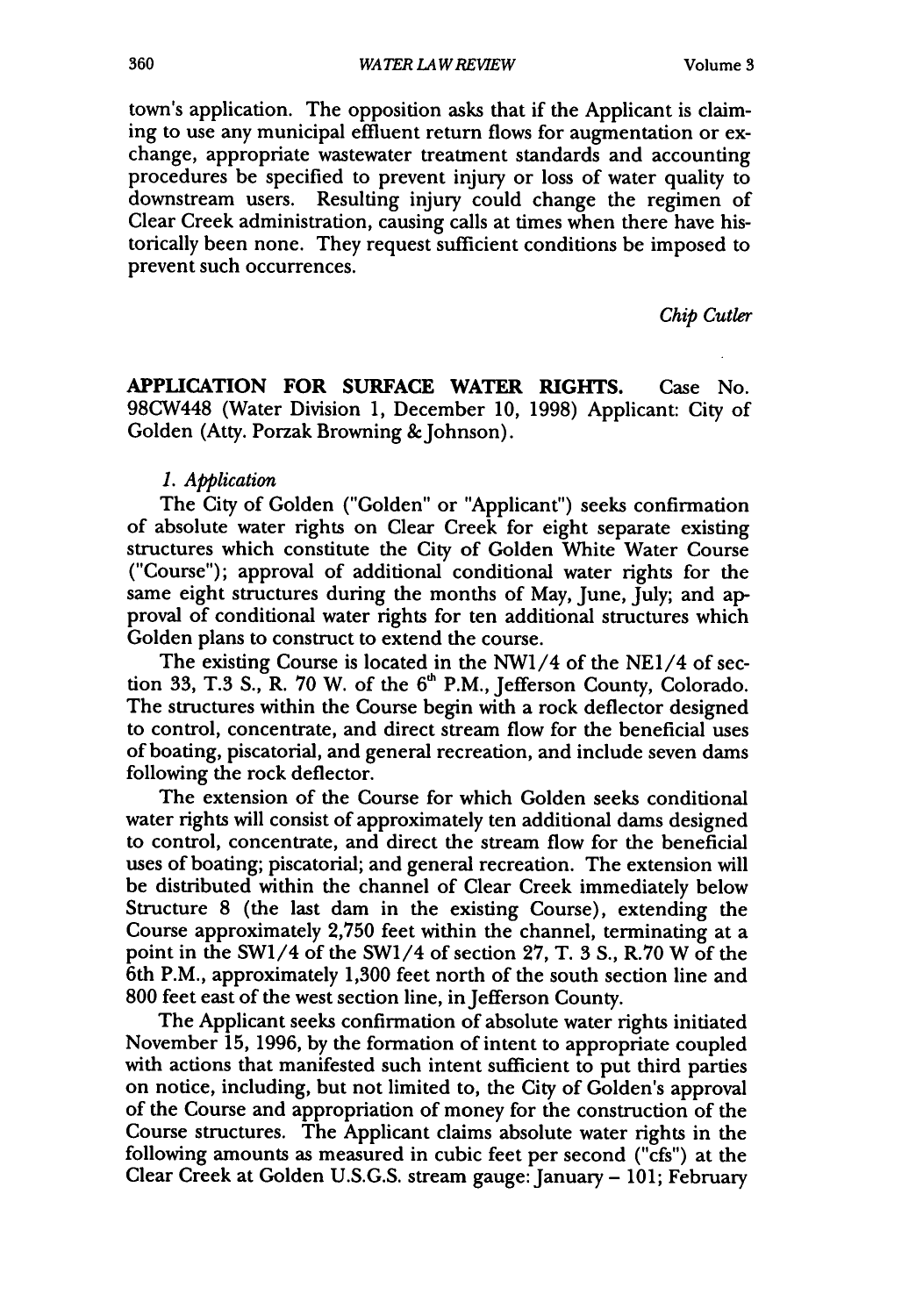town's application. The opposition asks that if the Applicant is claiming to use any municipal effluent return flows for augmentation or exchange, appropriate wastewater treatment standards and accounting procedures be specified to prevent injury or loss of water quality to downstream users. Resulting injury could change the regimen of Clear Creek administration, causing calls at times when there have historically been none. They request sufficient conditions be imposed to prevent such occurrences.

*Chip Cutler*

**APPLICATION FOR SURFACE WATER RIGHTS.** Case No. 98CW448 (Water Division 1, December 10, 1998) Applicant: City of Golden (Atty. Porzak Browning & Johnson).

*1. Application*

The City of Golden ("Golden" or "Applicant") seeks confirmation of absolute water rights on Clear Creek for eight separate existing structures which constitute the City of Golden White Water Course ("Course"); approval of additional conditional water rights for the same eight structures during the months of May, June, July; and approval of conditional water rights for ten additional structures which Golden plans to construct to extend the course.

The existing Course is located in the NW1/4 of the NE1/4 of section 33, T.3 S., R. 70 W. of the 6th P.M., Jefferson County, Colorado. The structures within the Course begin with a rock deflector designed to control, concentrate, and direct stream flow for the beneficial uses of boating, piscatorial, and general recreation, and include seven dams following the rock deflector.

The extension of the Course for which Golden seeks conditional water rights will consist of approximately ten additional dams designed to control, concentrate, and direct the stream flow for the beneficial uses of boating; piscatorial; and general recreation. The extension will be distributed within the channel of Clear Creek immediately below Structure 8 (the last dam in the existing Course), extending the Course approximately 2,750 feet within the channel, terminating at a point in the SW1/4 of the SW1/4 of section 27, T. 3 S., R.70 W of the 6th P.M., approximately 1,300 feet north of the south section line and 800 feet east of the west section line, in Jefferson County.

The Applicant seeks confirmation of absolute water rights initiated November 15, 1996, by the formation of intent to appropriate coupled with actions that manifested such intent sufficient to put third parties on notice, including, but not limited to, the City of Golden's approval of the Course and appropriation of money for the construction of the Course structures. The Applicant claims absolute water rights in the following amounts as measured in cubic feet per second ("cfs") at the Clear Creek at Golden U.S.G.S. stream gauge: January – 101; February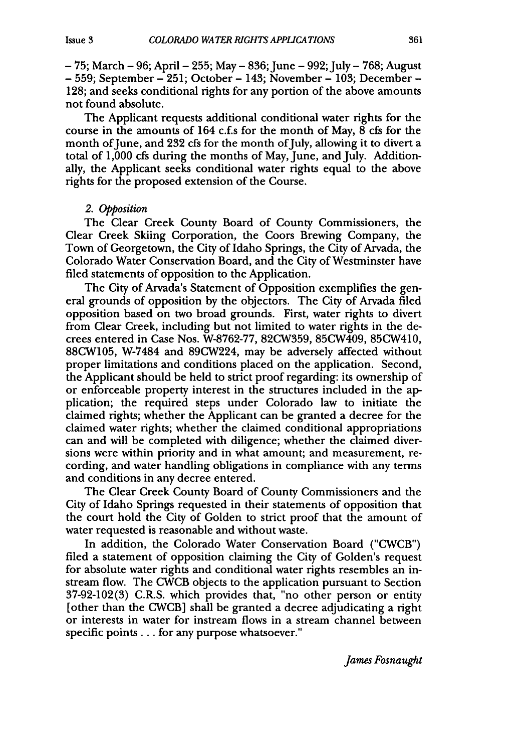– 75; March – 96; April – 255; May – 836; June – 992; July – 768; August – 559; September – 251; October – 143; November – 103; December – 128; and seeks conditional rights for any portion of the above amounts not found absolute.

The Applicant requests additional conditional water rights for the course in the amounts of 164 c.f.s for the month of May, 8 cfs for the month of June, and 232 cfs for the month of July, allowing it to divert a total of 1,000 cfs during the months of May, June, and July. Additionally, the Applicant seeks conditional water rights equal to the above rights for the proposed extension of the Course.

*2. Opposition*

The Clear Creek County Board of County Commissioners, the Clear Creek Skiing Corporation, the Coors Brewing Company, the Town of Georgetown, the City of Idaho Springs, the City of Arvada, the Colorado Water Conservation Board, and the City of Westminster have filed statements of opposition to the Application.

The City of Arvada's Statement of Opposition exemplifies the general grounds of opposition by the objectors. The City of Arvada filed opposition based on two broad grounds. First, water rights to divert from Clear Creek, including but not limited to water rights in the decrees entered in Case Nos. W-8762-77, 82CW359, 85CW409, 85CW410, 88CW105, W-7484 and 89CW224, may be adversely affected without proper limitations and conditions placed on the application. Second, the Applicant should be held to strict proof regarding: its ownership of or enforceable property interest in the structures included in the application; the required steps under Colorado law to initiate the claimed rights; whether the Applicant can be granted a decree for the claimed water rights; whether the claimed conditional appropriations can and will be completed with diligence; whether the claimed diversions were within priority and in what amount; and measurement, recording, and water handling obligations in compliance with any terms and conditions in any decree entered.

The Clear Creek County Board of County Commissioners and the City of Idaho Springs requested in their statements of opposition that the court hold the City of Golden to strict proof that the amount of water requested is reasonable and without waste.

In addition, the Colorado Water Conservation Board ("CWCB") filed a statement of opposition claiming the City of Golden's request for absolute water rights and conditional water rights resembles an instream flow. The CWCB objects to the application pursuant to Section 37-92-102(3) C.R.S. which provides that, "no other person or entity [other than the CWCB] shall be granted a decree adjudicating a right or interests in water for instream flows in a stream channel between specific points . . . for any purpose whatsoever."

*James Fosnaught*